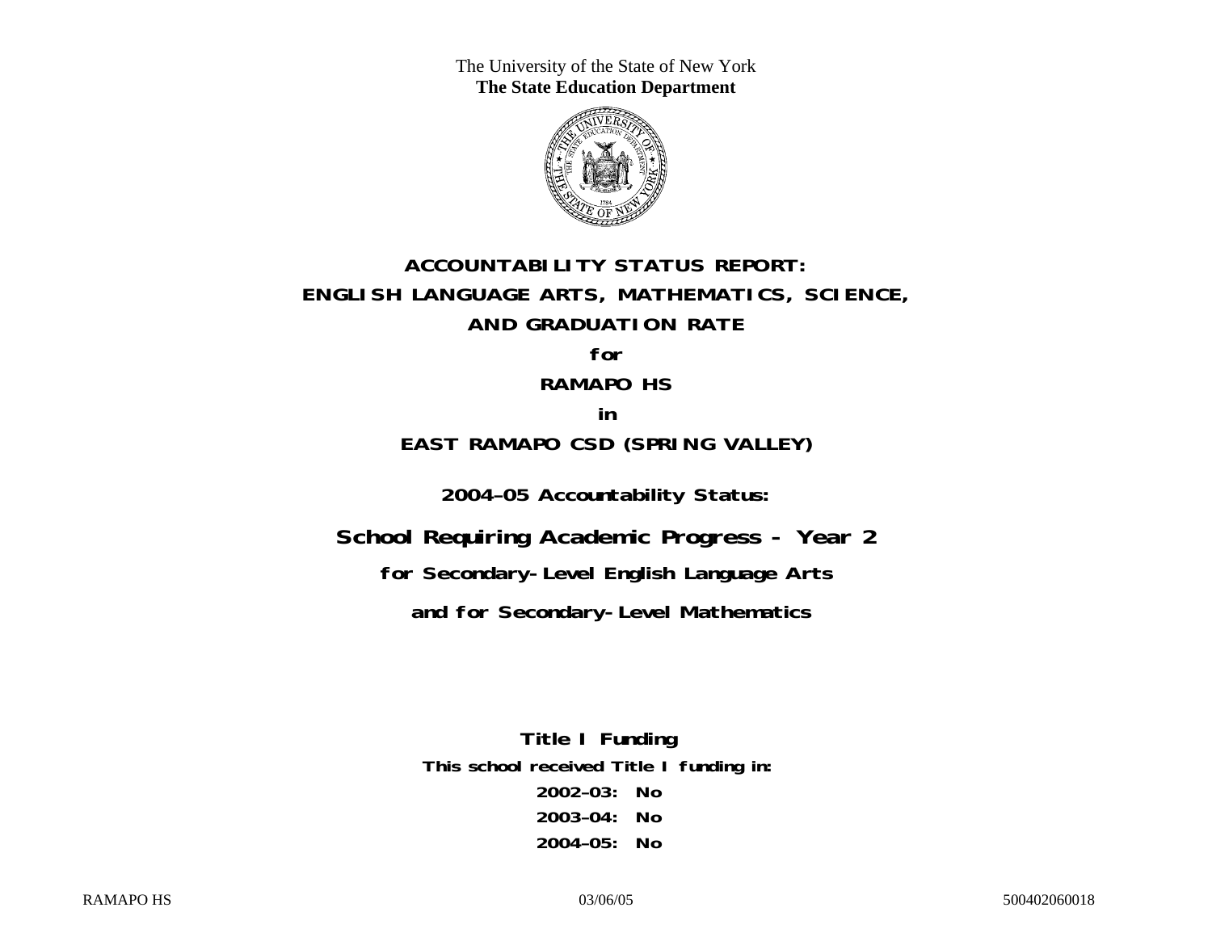The University of the State of New York
**The State Education Department**

# ACCOUNTABILITY STATUS REPORT: ENGLISH LANGUAGE ARTS, MATHEMATICS, SCIENCE, AND GRADUATION RATE

**for**

**RAMAPO HS**

**in**

**EAST RAMAPO CSD (SPRING VALLEY)**

**2004–05 Accountability Status:**

## School Requiring Academic Progress - Year 2

**for Secondary-Level English Language Arts**

**and for Secondary-Level Mathematics**

**Title I Funding**

**This school received Title I funding in:**

**2002–03: No**

**2003–04: No**

**2004–05: No**

RAMAPO HS 03/06/05 500402060018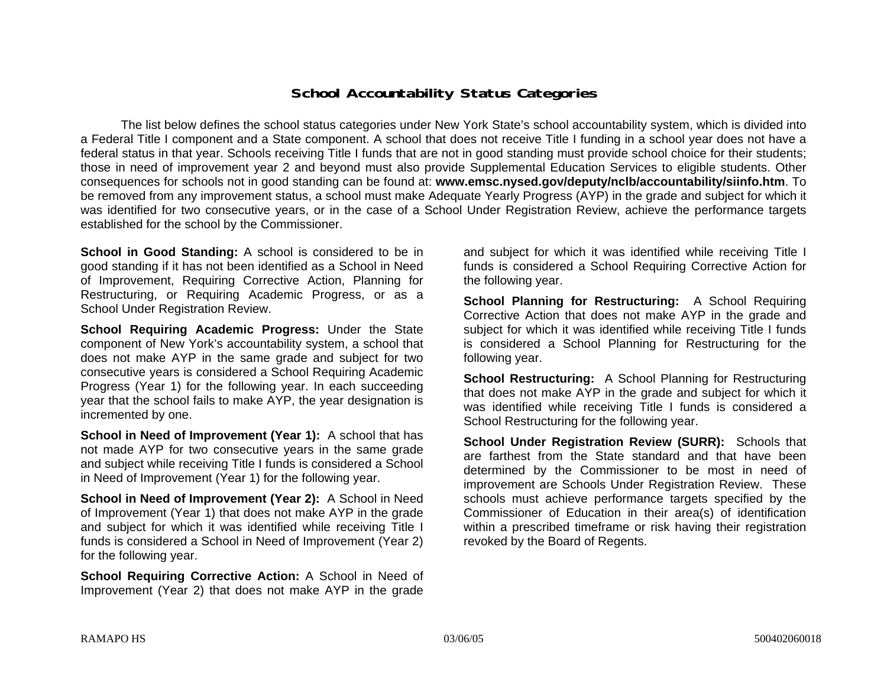## School Accountability Status Categories

The list below defines the school status categories under New York State's school accountability system, which is divided into a Federal Title I component and a State component. A school that does not receive Title I funding in a school year does not have a federal status in that year. Schools receiving Title I funds that are not in good standing must provide school choice for their students; those in need of improvement year 2 and beyond must also provide Supplemental Education Services to eligible students. Other consequences for schools not in good standing can be found at: **www.emsc.nysed.gov/deputy/nclb/accountability/siinfo.htm**. To be removed from any improvement status, a school must make Adequate Yearly Progress (AYP) in the grade and subject for which it was identified for two consecutive years, or in the case of a School Under Registration Review, achieve the performance targets established for the school by the Commissioner.

**School in Good Standing:** A school is considered to be in good standing if it has not been identified as a School in Need of Improvement, Requiring Corrective Action, Planning for Restructuring, or Requiring Academic Progress, or as a School Under Registration Review.

**School Requiring Academic Progress:** Under the State component of New York's accountability system, a school that does not make AYP in the same grade and subject for two consecutive years is considered a School Requiring Academic Progress (Year 1) for the following year. In each succeeding year that the school fails to make AYP, the year designation is incremented by one.

**School in Need of Improvement (Year 1):** A school that has not made AYP for two consecutive years in the same grade and subject while receiving Title I funds is considered a School in Need of Improvement (Year 1) for the following year.

**School in Need of Improvement (Year 2):** A School in Need of Improvement (Year 1) that does not make AYP in the grade and subject for which it was identified while receiving Title I funds is considered a School in Need of Improvement (Year 2) for the following year.

**School Requiring Corrective Action:** A School in Need of Improvement (Year 2) that does not make AYP in the grade and subject for which it was identified while receiving Title I funds is considered a School Requiring Corrective Action for the following year.

**School Planning for Restructuring:** A School Requiring Corrective Action that does not make AYP in the grade and subject for which it was identified while receiving Title I funds is considered a School Planning for Restructuring for the following year.

**School Restructuring:** A School Planning for Restructuring that does not make AYP in the grade and subject for which it was identified while receiving Title I funds is considered a School Restructuring for the following year.

**School Under Registration Review (SURR):** Schools that are farthest from the State standard and that have been determined by the Commissioner to be most in need of improvement are Schools Under Registration Review. These schools must achieve performance targets specified by the Commissioner of Education in their area(s) of identification within a prescribed timeframe or risk having their registration revoked by the Board of Regents.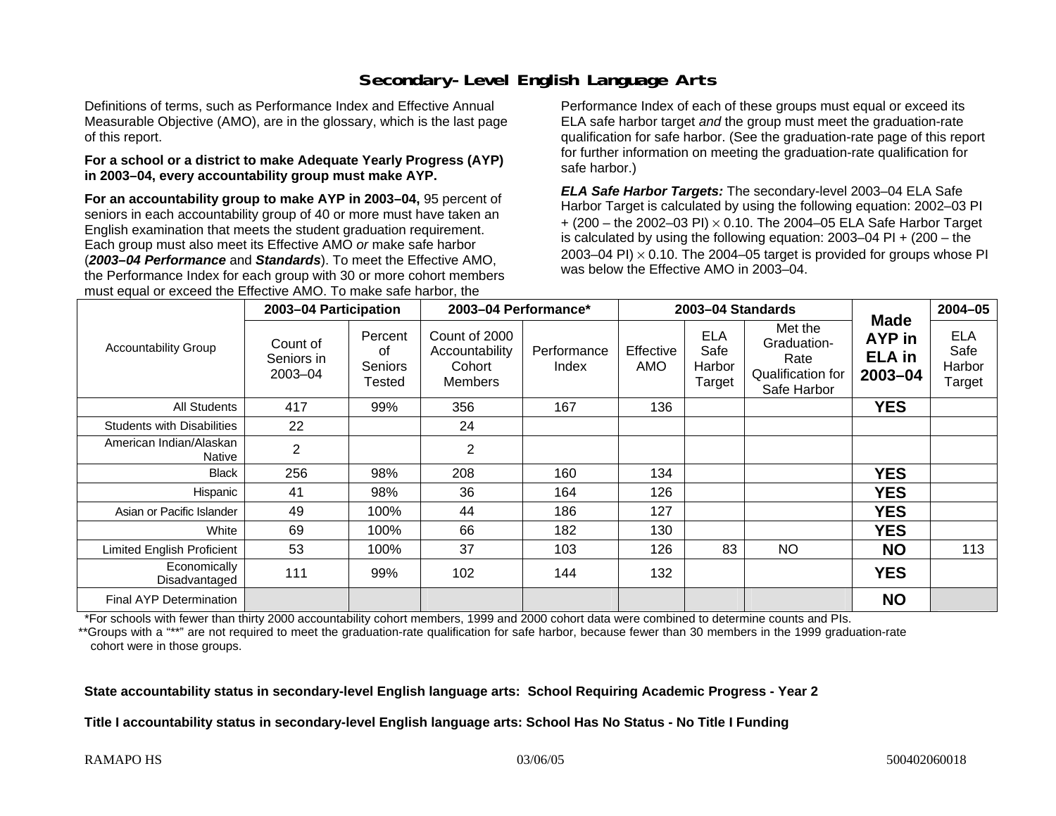# Secondary-Level English Language Arts

Definitions of terms, such as Performance Index and Effective Annual Measurable Objective (AMO), are in the glossary, which is the last page of this report.

**For a school or a district to make Adequate Yearly Progress (AYP) in 2003–04, every accountability group must make AYP.**

**For an accountability group to make AYP in 2003–04,** 95 percent of seniors in each accountability group of 40 or more must have taken an English examination that meets the student graduation requirement. Each group must also meet its Effective AMO *or* make safe harbor (***2003–04 Performance*** and ***Standards***). To meet the Effective AMO, the Performance Index for each group with 30 or more cohort members must equal or exceed the Effective AMO. To make safe harbor, the Performance Index of each of these groups must equal or exceed its ELA safe harbor target *and* the group must meet the graduation-rate qualification for safe harbor. (See the graduation-rate page of this report for further information on meeting the graduation-rate qualification for safe harbor.)

***ELA Safe Harbor Targets:*** The secondary-level 2003–04 ELA Safe Harbor Target is calculated by using the following equation: 2002–03 PI + (200 – the 2002–03 PI) $\times$ 0.10. The 2004–05 ELA Safe Harbor Target is calculated by using the following equation: 2003–04 PI + (200 – the 2003–04 PI) $\times$ 0.10. The 2004–05 target is provided for groups whose PI was below the Effective AMO in 2003–04.

| Accountability Group | 2003–04 Participation | | 2003–04 Performance* | | 2003–04 Standards | | | Made AYP in ELA in 2003–04 | 2004–05 |
|---|---|---|---|---|---|---|---|---|---|
| | Count of Seniors in 2003–04 | Percent of Seniors Tested | Count of 2000 Accountability Cohort Members | Performance Index | Effective AMO | ELA Safe Harbor Target | Met the Graduation-Rate Qualification for Safe Harbor | | ELA Safe Harbor Target |
| All Students | 417 | 99% | 356 | 167 | 136 | | | **YES** | |
| Students with Disabilities | 22 | | 24 | | | | | | |
| American Indian/Alaskan Native | 2 | | 2 | | | | | | |
| Black | 256 | 98% | 208 | 160 | 134 | | | **YES** | |
| Hispanic | 41 | 98% | 36 | 164 | 126 | | | **YES** | |
| Asian or Pacific Islander | 49 | 100% | 44 | 186 | 127 | | | **YES** | |
| White | 69 | 100% | 66 | 182 | 130 | | | **YES** | |
| Limited English Proficient | 53 | 100% | 37 | 103 | 126 | 83 | NO | **NO** | 113 |
| Economically Disadvantaged | 111 | 99% | 102 | 144 | 132 | | | **YES** | |
| Final AYP Determination | | | | | | | | **NO** | |

*For schools with fewer than thirty 2000 accountability cohort members, 1999 and 2000 cohort data were combined to determine counts and PIs.

**Groups with a "**" are not required to meet the graduation-rate qualification for safe harbor, because fewer than 30 members in the 1999 graduation-rate cohort were in those groups.

**State accountability status in secondary-level English language arts: School Requiring Academic Progress - Year 2**

**Title I accountability status in secondary-level English language arts: School Has No Status - No Title I Funding**

RAMAPO HS 03/06/05 500402060018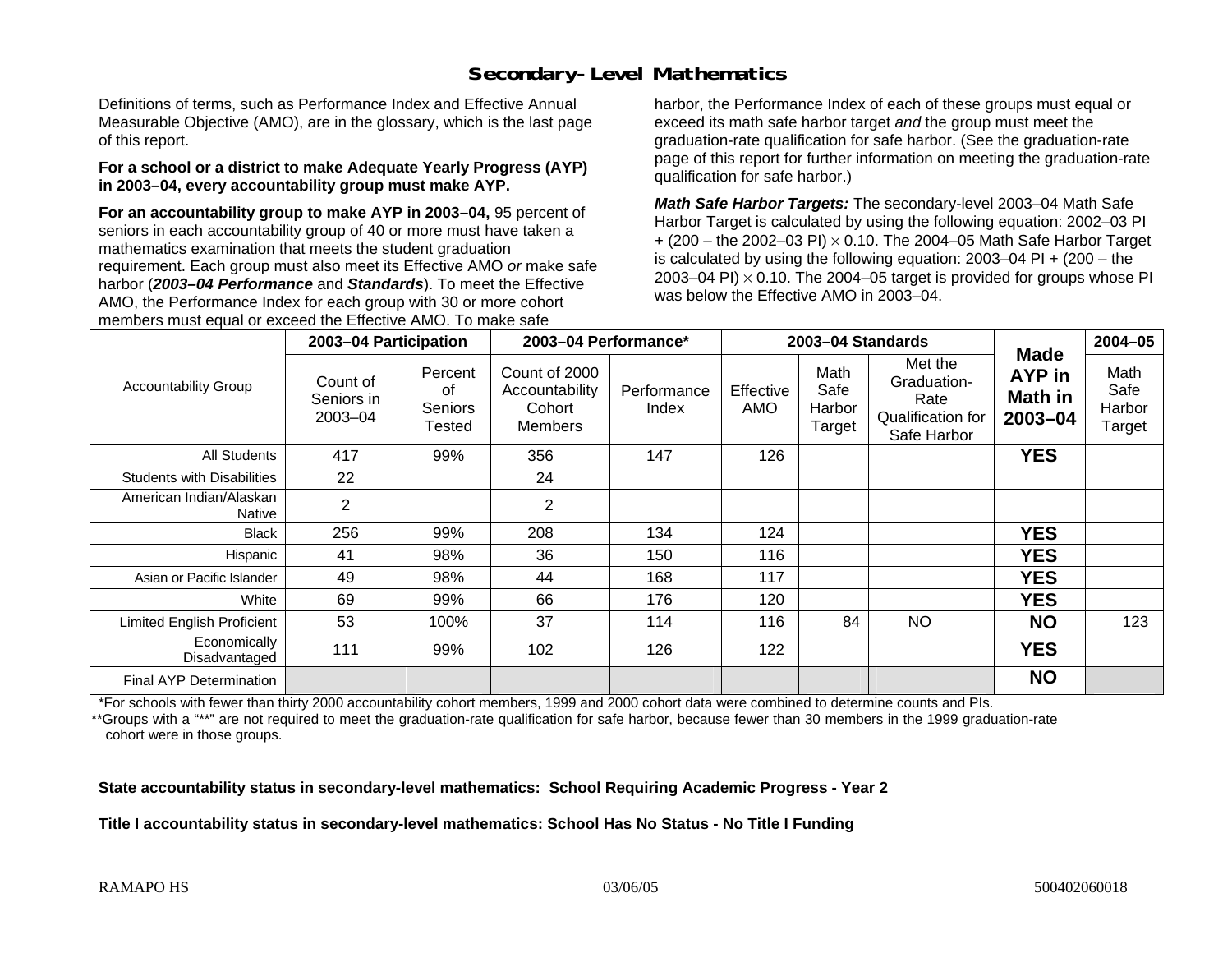## Secondary-Level Mathematics

Definitions of terms, such as Performance Index and Effective Annual Measurable Objective (AMO), are in the glossary, which is the last page of this report.

**For a school or a district to make Adequate Yearly Progress (AYP) in 2003–04, every accountability group must make AYP.**

**For an accountability group to make AYP in 2003–04,** 95 percent of seniors in each accountability group of 40 or more must have taken a mathematics examination that meets the student graduation requirement. Each group must also meet its Effective AMO *or* make safe harbor (***2003–04 Performance*** and ***Standards***). To meet the Effective AMO, the Performance Index for each group with 30 or more cohort members must equal or exceed the Effective AMO. To make safe harbor, the Performance Index of each of these groups must equal or exceed its math safe harbor target *and* the group must meet the graduation-rate qualification for safe harbor. (See the graduation-rate page of this report for further information on meeting the graduation-rate qualification for safe harbor.)

***Math Safe Harbor Targets:*** The secondary-level 2003–04 Math Safe Harbor Target is calculated by using the following equation: 2002–03 PI + (200 – the 2002–03 PI) $\times$ 0.10. The 2004–05 Math Safe Harbor Target is calculated by using the following equation: 2003–04 PI + (200 – the 2003–04 PI) $\times$ 0.10. The 2004–05 target is provided for groups whose PI was below the Effective AMO in 2003–04.

| Accountability Group | 2003–04 Participation | | 2003–04 Performance* | | 2003–04 Standards | | | Made AYP in Math in 2003–04 | 2004–05 |
|---|---|---|---|---|---|---|---|---|---|
| | Count of Seniors in 2003–04 | Percent of Seniors Tested | Count of 2000 Accountability Cohort Members | Performance Index | Effective AMO | Math Safe Harbor Target | Met the Graduation-Rate Qualification for Safe Harbor | | Math Safe Harbor Target |
| All Students | 417 | 99% | 356 | 147 | 126 | | | **YES** | |
| Students with Disabilities | 22 | | 24 | | | | | | |
| American Indian/Alaskan Native | 2 | | 2 | | | | | | |
| Black | 256 | 99% | 208 | 134 | 124 | | | **YES** | |
| Hispanic | 41 | 98% | 36 | 150 | 116 | | | **YES** | |
| Asian or Pacific Islander | 49 | 98% | 44 | 168 | 117 | | | **YES** | |
| White | 69 | 99% | 66 | 176 | 120 | | | **YES** | |
| Limited English Proficient | 53 | 100% | 37 | 114 | 116 | 84 | NO | **NO** | 123 |
| Economically Disadvantaged | 111 | 99% | 102 | 126 | 122 | | | **YES** | |
| Final AYP Determination | | | | | | | | **NO** | |

*For schools with fewer than thirty 2000 accountability cohort members, 1999 and 2000 cohort data were combined to determine counts and PIs.

**Groups with a "**" are not required to meet the graduation-rate qualification for safe harbor, because fewer than 30 members in the 1999 graduation-rate cohort were in those groups.

**State accountability status in secondary-level mathematics: School Requiring Academic Progress - Year 2**

**Title I accountability status in secondary-level mathematics: School Has No Status - No Title I Funding**

RAMAPO HS 03/06/05 500402060018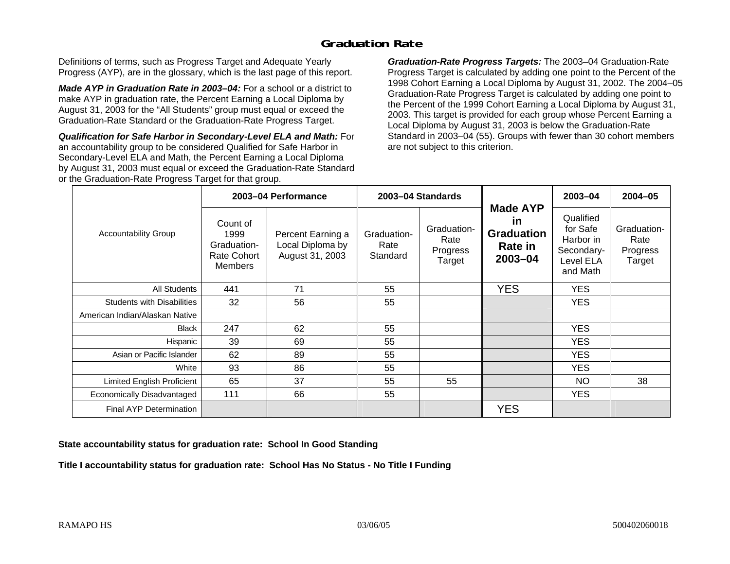# Graduation Rate

Definitions of terms, such as Progress Target and Adequate Yearly Progress (AYP), are in the glossary, which is the last page of this report.

***Made AYP in Graduation Rate in 2003–04:*** For a school or a district to make AYP in graduation rate, the Percent Earning a Local Diploma by August 31, 2003 for the "All Students" group must equal or exceed the Graduation-Rate Standard or the Graduation-Rate Progress Target.

***Qualification for Safe Harbor in Secondary-Level ELA and Math:*** For an accountability group to be considered Qualified for Safe Harbor in Secondary-Level ELA and Math, the Percent Earning a Local Diploma by August 31, 2003 must equal or exceed the Graduation-Rate Standard or the Graduation-Rate Progress Target for that group.

***Graduation-Rate Progress Targets:*** The 2003–04 Graduation-Rate Progress Target is calculated by adding one point to the Percent of the 1998 Cohort Earning a Local Diploma by August 31, 2002. The 2004–05 Graduation-Rate Progress Target is calculated by adding one point to the Percent of the 1999 Cohort Earning a Local Diploma by August 31, 2003. This target is provided for each group whose Percent Earning a Local Diploma by August 31, 2003 is below the Graduation-Rate Standard in 2003–04 (55). Groups with fewer than 30 cohort members are not subject to this criterion.

| Accountability Group | 2003–04 Performance | | 2003–04 Standards | | Made AYP in Graduation Rate in 2003–04 | 2003–04 | 2004–05 |
|---|---|---|---|---|---|---|---|
| | Count of 1999 Graduation-Rate Cohort Members | Percent Earning a Local Diploma by August 31, 2003 | Graduation-Rate Standard | Graduation-Rate Progress Target | | Qualified for Safe Harbor in Secondary-Level ELA and Math | Graduation-Rate Progress Target |
| All Students | 441 | 71 | 55 | | YES | YES | |
| Students with Disabilities | 32 | 56 | 55 | | | YES | |
| American Indian/Alaskan Native | | | | | | | |
| Black | 247 | 62 | 55 | | | YES | |
| Hispanic | 39 | 69 | 55 | | | YES | |
| Asian or Pacific Islander | 62 | 89 | 55 | | | YES | |
| White | 93 | 86 | 55 | | | YES | |
| Limited English Proficient | 65 | 37 | 55 | 55 | | NO | 38 |
| Economically Disadvantaged | 111 | 66 | 55 | | | YES | |
| Final AYP Determination | | | | | YES | | |

**State accountability status for graduation rate: School In Good Standing**

**Title I accountability status for graduation rate: School Has No Status - No Title I Funding**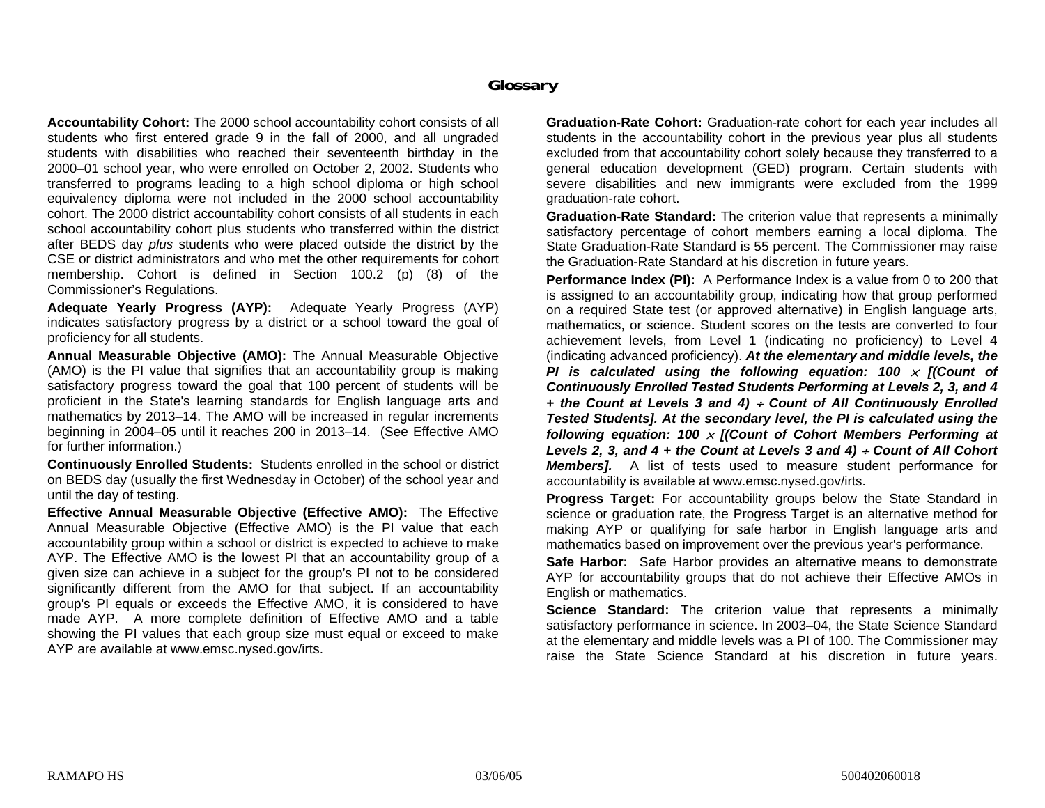# Glossary

**Accountability Cohort:** The 2000 school accountability cohort consists of all students who first entered grade 9 in the fall of 2000, and all ungraded students with disabilities who reached their seventeenth birthday in the 2000–01 school year, who were enrolled on October 2, 2002. Students who transferred to programs leading to a high school diploma or high school equivalency diploma were not included in the 2000 school accountability cohort. The 2000 district accountability cohort consists of all students in each school accountability cohort plus students who transferred within the district after BEDS day *plus* students who were placed outside the district by the CSE or district administrators and who met the other requirements for cohort membership. Cohort is defined in Section 100.2 (p) (8) of the Commissioner's Regulations.

**Adequate Yearly Progress (AYP):** Adequate Yearly Progress (AYP) indicates satisfactory progress by a district or a school toward the goal of proficiency for all students.

**Annual Measurable Objective (AMO):** The Annual Measurable Objective (AMO) is the PI value that signifies that an accountability group is making satisfactory progress toward the goal that 100 percent of students will be proficient in the State's learning standards for English language arts and mathematics by 2013–14. The AMO will be increased in regular increments beginning in 2004–05 until it reaches 200 in 2013–14. (See Effective AMO for further information.)

**Continuously Enrolled Students:** Students enrolled in the school or district on BEDS day (usually the first Wednesday in October) of the school year and until the day of testing.

**Effective Annual Measurable Objective (Effective AMO):** The Effective Annual Measurable Objective (Effective AMO) is the PI value that each accountability group within a school or district is expected to achieve to make AYP. The Effective AMO is the lowest PI that an accountability group of a given size can achieve in a subject for the group's PI not to be considered significantly different from the AMO for that subject. If an accountability group's PI equals or exceeds the Effective AMO, it is considered to have made AYP. A more complete definition of Effective AMO and a table showing the PI values that each group size must equal or exceed to make AYP are available at www.emsc.nysed.gov/irts.

**Graduation-Rate Cohort:** Graduation-rate cohort for each year includes all students in the accountability cohort in the previous year plus all students excluded from that accountability cohort solely because they transferred to a general education development (GED) program. Certain students with severe disabilities and new immigrants were excluded from the 1999 graduation-rate cohort.

**Graduation-Rate Standard:** The criterion value that represents a minimally satisfactory percentage of cohort members earning a local diploma. The State Graduation-Rate Standard is 55 percent. The Commissioner may raise the Graduation-Rate Standard at his discretion in future years.

**Performance Index (PI):** A Performance Index is a value from 0 to 200 that is assigned to an accountability group, indicating how that group performed on a required State test (or approved alternative) in English language arts, mathematics, or science. Student scores on the tests are converted to four achievement levels, from Level 1 (indicating no proficiency) to Level 4 (indicating advanced proficiency). ***At the elementary and middle levels, the PI is calculated using the following equation: 100 × [(Count of Continuously Enrolled Tested Students Performing at Levels 2, 3, and 4 + the Count at Levels 3 and 4) ÷ Count of All Continuously Enrolled Tested Students]. At the secondary level, the PI is calculated using the following equation: 100 × [(Count of Cohort Members Performing at Levels 2, 3, and 4 + the Count at Levels 3 and 4) ÷ Count of All Cohort Members].*** A list of tests used to measure student performance for accountability is available at www.emsc.nysed.gov/irts.

**Progress Target:** For accountability groups below the State Standard in science or graduation rate, the Progress Target is an alternative method for making AYP or qualifying for safe harbor in English language arts and mathematics based on improvement over the previous year's performance.

**Safe Harbor:** Safe Harbor provides an alternative means to demonstrate AYP for accountability groups that do not achieve their Effective AMOs in English or mathematics.

**Science Standard:** The criterion value that represents a minimally satisfactory performance in science. In 2003–04, the State Science Standard at the elementary and middle levels was a PI of 100. The Commissioner may raise the State Science Standard at his discretion in future years.